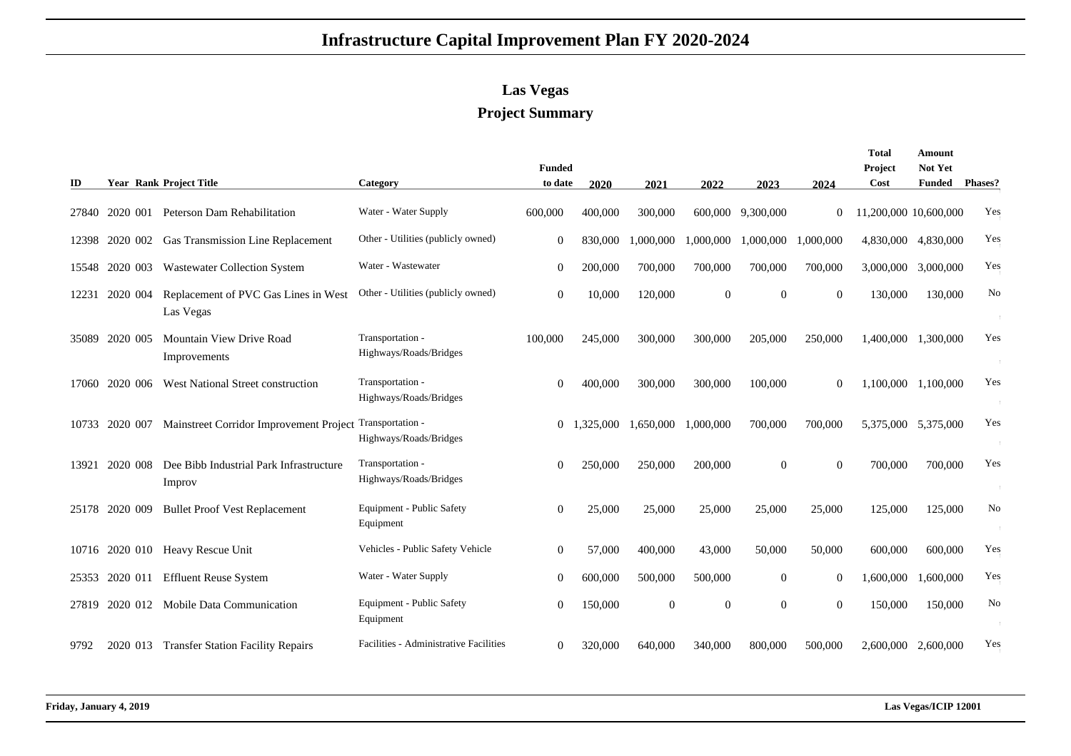# Infrastructure Capital Improvement Plan FY 2020-2024

## Las Vegas

## Project Summary

| ID | Year | Rank | Project Title | Category | Funded to date | 2020 | 2021 | 2022 | 2023 | 2024 | Total Project Cost | Amount Not Yet Funded | Phases? |
|---|---|---|---|---|---|---|---|---|---|---|---|---|---|
| 27840 | 2020 | 001 | Peterson Dam Rehabilitation | Water - Water Supply | 600,000 | 400,000 | 300,000 | 600,000 | 9,300,000 | 0 | 11,200,000 | 10,600,000 | Yes |
| 12398 | 2020 | 002 | Gas Transmission Line Replacement | Other - Utilities (publicly owned) | 0 | 830,000 | 1,000,000 | 1,000,000 | 1,000,000 | 1,000,000 | 4,830,000 | 4,830,000 | Yes |
| 15548 | 2020 | 003 | Wastewater Collection System | Water - Wastewater | 0 | 200,000 | 700,000 | 700,000 | 700,000 | 700,000 | 3,000,000 | 3,000,000 | Yes |
| 12231 | 2020 | 004 | Replacement of PVC Gas Lines in West Las Vegas | Other - Utilities (publicly owned) | 0 | 10,000 | 120,000 | 0 | 0 | 0 | 130,000 | 130,000 | No |
| 35089 | 2020 | 005 | Mountain View Drive Road Improvements | Transportation - Highways/Roads/Bridges | 100,000 | 245,000 | 300,000 | 300,000 | 205,000 | 250,000 | 1,400,000 | 1,300,000 | Yes |
| 17060 | 2020 | 006 | West National Street construction | Transportation - Highways/Roads/Bridges | 0 | 400,000 | 300,000 | 300,000 | 100,000 | 0 | 1,100,000 | 1,100,000 | Yes |
| 10733 | 2020 | 007 | Mainstreet Corridor Improvement Project | Transportation - Highways/Roads/Bridges | 0 | 1,325,000 | 1,650,000 | 1,000,000 | 700,000 | 700,000 | 5,375,000 | 5,375,000 | Yes |
| 13921 | 2020 | 008 | Dee Bibb Industrial Park Infrastructure Improv | Transportation - Highways/Roads/Bridges | 0 | 250,000 | 250,000 | 200,000 | 0 | 0 | 700,000 | 700,000 | Yes |
| 25178 | 2020 | 009 | Bullet Proof Vest Replacement | Equipment - Public Safety Equipment | 0 | 25,000 | 25,000 | 25,000 | 25,000 | 25,000 | 125,000 | 125,000 | No |
| 10716 | 2020 | 010 | Heavy Rescue Unit | Vehicles - Public Safety Vehicle | 0 | 57,000 | 400,000 | 43,000 | 50,000 | 50,000 | 600,000 | 600,000 | Yes |
| 25353 | 2020 | 011 | Effluent Reuse System | Water - Water Supply | 0 | 600,000 | 500,000 | 500,000 | 0 | 0 | 1,600,000 | 1,600,000 | Yes |
| 27819 | 2020 | 012 | Mobile Data Communication | Equipment - Public Safety Equipment | 0 | 150,000 | 0 | 0 | 0 | 0 | 150,000 | 150,000 | No |
| 9792 | 2020 | 013 | Transfer Station Facility Repairs | Facilities - Administrative Facilities | 0 | 320,000 | 640,000 | 340,000 | 800,000 | 500,000 | 2,600,000 | 2,600,000 | Yes |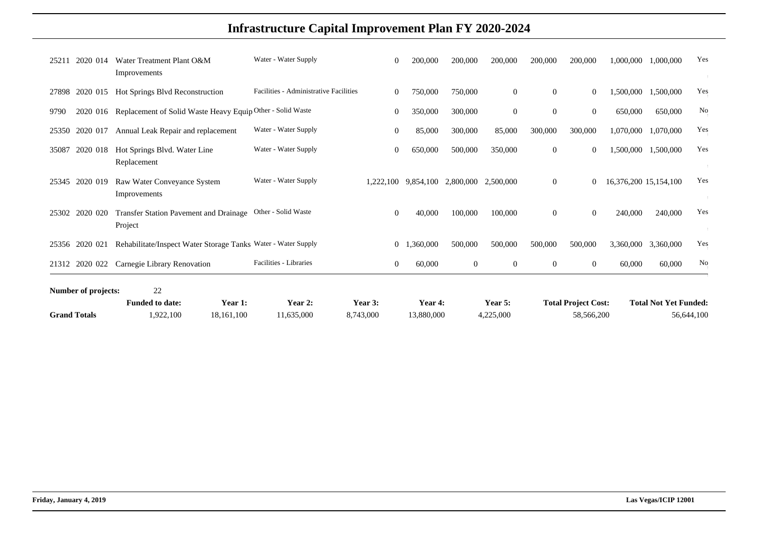# Infrastructure Capital Improvement Plan FY 2020-2024

| | | | | | | | | | | | | |
|---|---|---|---|---|---|---|---|---|---|---|---|---|
| 25211 | 2020 014 | Water Treatment Plant O&M Improvements | Water - Water Supply | 0 | 200,000 | 200,000 | 200,000 | 200,000 | 200,000 | 1,000,000 | 1,000,000 | Yes |
| 27898 | 2020 015 | Hot Springs Blvd Reconstruction | Facilities - Administrative Facilities | 0 | 750,000 | 750,000 | 0 | 0 | 0 | 1,500,000 | 1,500,000 | Yes |
| 9790 | 2020 016 | Replacement of Solid Waste Heavy Equip | Other - Solid Waste | 0 | 350,000 | 300,000 | 0 | 0 | 0 | 650,000 | 650,000 | No |
| 25350 | 2020 017 | Annual Leak Repair and replacement | Water - Water Supply | 0 | 85,000 | 300,000 | 85,000 | 300,000 | 300,000 | 1,070,000 | 1,070,000 | Yes |
| 35087 | 2020 018 | Hot Springs Blvd. Water Line Replacement | Water - Water Supply | 0 | 650,000 | 500,000 | 350,000 | 0 | 0 | 1,500,000 | 1,500,000 | Yes |
| 25345 | 2020 019 | Raw Water Conveyance System Improvements | Water - Water Supply | 1,222,100 | 9,854,100 | 2,800,000 | 2,500,000 | 0 | 0 | 16,376,200 | 15,154,100 | Yes |
| 25302 | 2020 020 | Transfer Station Pavement and Drainage Project | Other - Solid Waste | 0 | 40,000 | 100,000 | 100,000 | 0 | 0 | 240,000 | 240,000 | Yes |
| 25356 | 2020 021 | Rehabilitate/Inspect Water Storage Tanks | Water - Water Supply | 0 | 1,360,000 | 500,000 | 500,000 | 500,000 | 500,000 | 3,360,000 | 3,360,000 | Yes |
| 21312 | 2020 022 | Carnegie Library Renovation | Facilities - Libraries | 0 | 60,000 | 0 | 0 | 0 | 0 | 60,000 | 60,000 | No |

**Number of projects:** 22

| | Funded to date: | Year 1: | Year 2: | Year 3: | Year 4: | Year 5: | Total Project Cost: | Total Not Yet Funded: |
|---|---|---|---|---|---|---|---|---|
| **Grand Totals** | 1,922,100 | 18,161,100 | 11,635,000 | 8,743,000 | 13,880,000 | 4,225,000 | 58,566,200 | 56,644,100 |